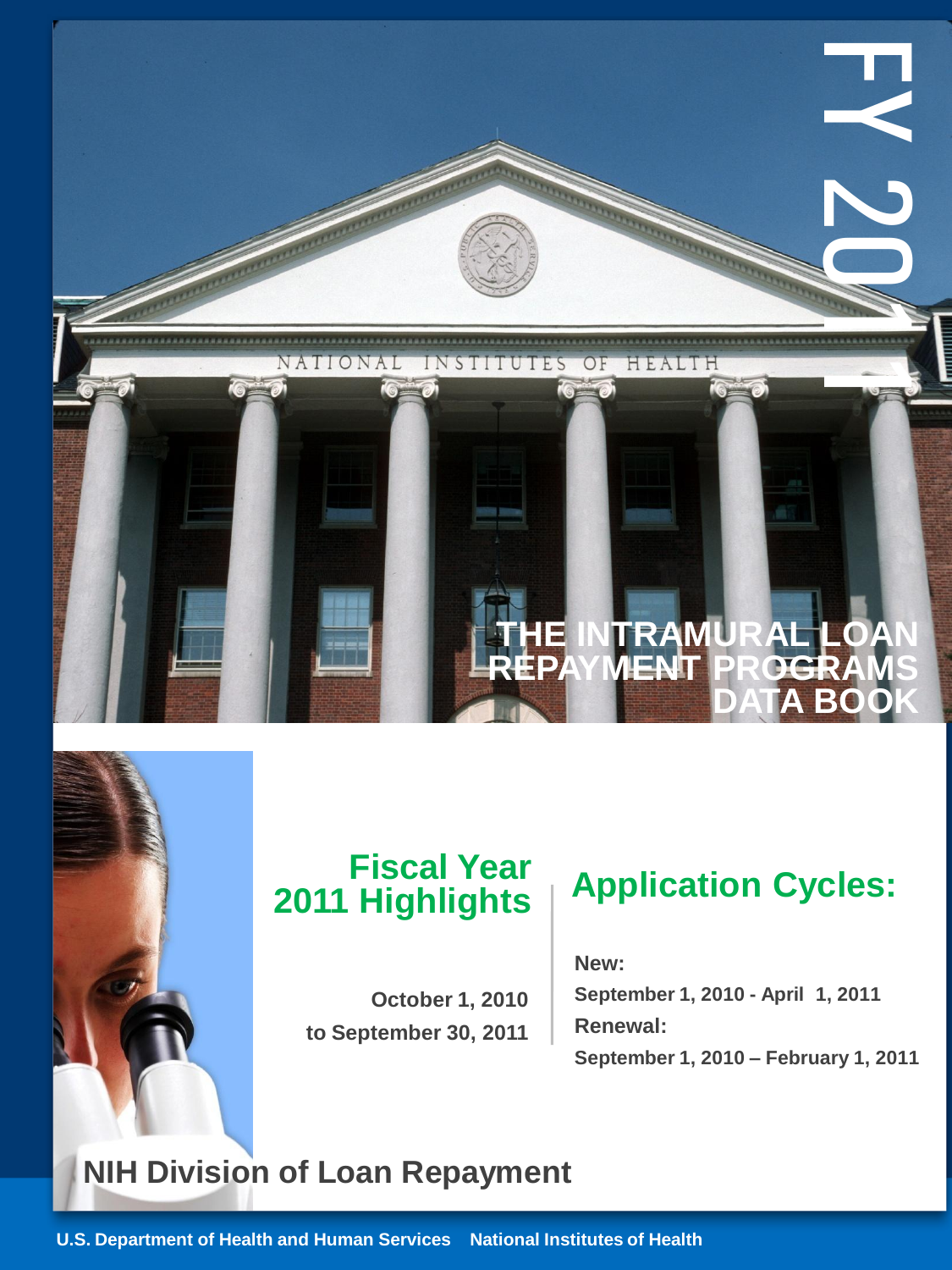# FY 2011

# THE INTRAMURAL LOAN REPAYMENT PROGRAMS DATA BOOK

## Fiscal Year 2011 Highlights

**October 1, 2010 to September 30, 2011**

## Application Cycles:

**New:**

**September 1, 2010 - April 1, 2011**

**Renewal:**

**September 1, 2010 – February 1, 2011**

## NIH Division of Loan Repayment

**U.S. Department of Health and Human Services National Institutes of Health**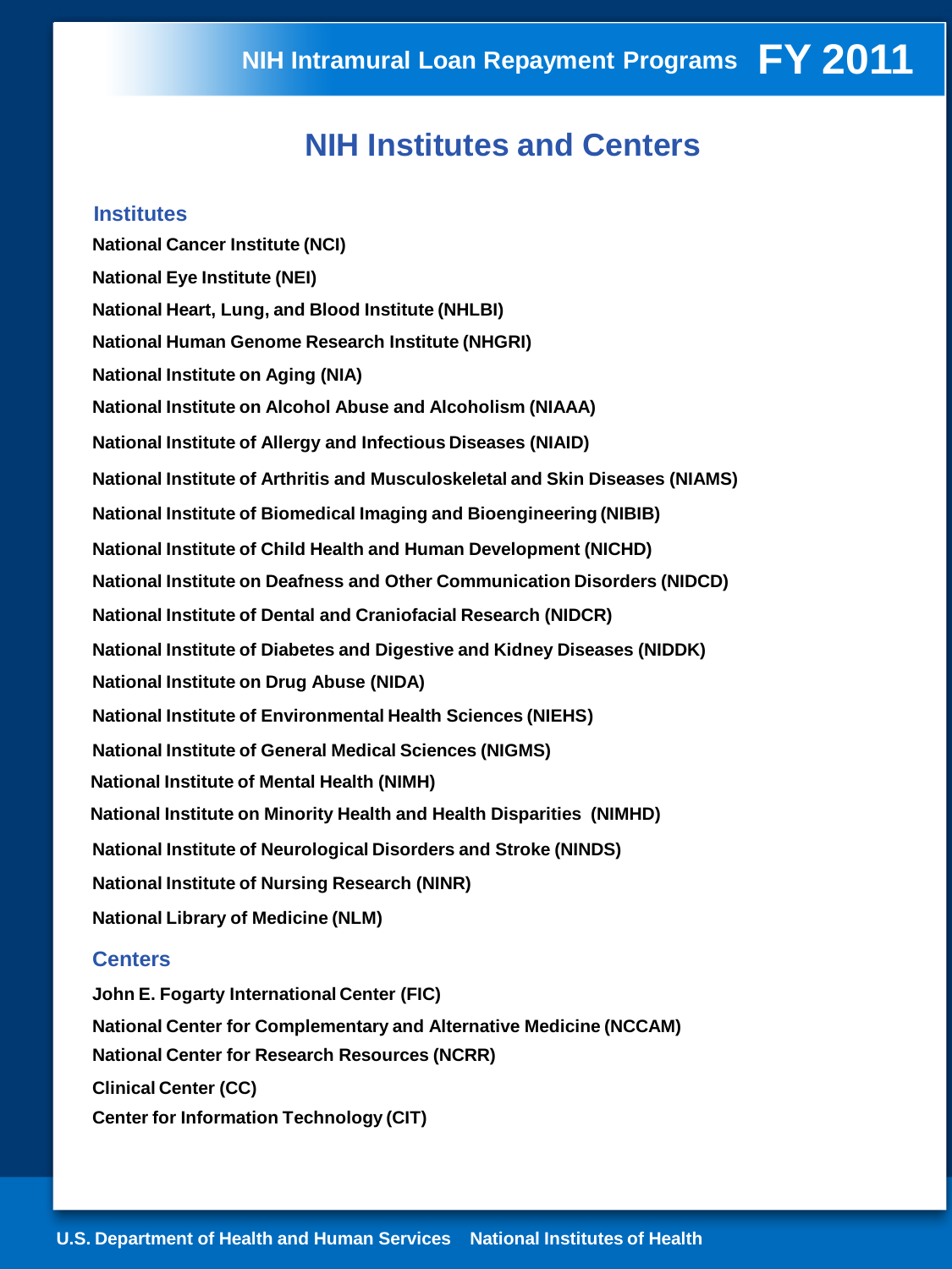# NIH Institutes and Centers

## Institutes

National Cancer Institute (NCI)

National Eye Institute (NEI)

National Heart, Lung, and Blood Institute (NHLBI)

National Human Genome Research Institute (NHGRI)

National Institute on Aging (NIA)

National Institute on Alcohol Abuse and Alcoholism (NIAAA)

National Institute of Allergy and Infectious Diseases (NIAID)

National Institute of Arthritis and Musculoskeletal and Skin Diseases (NIAMS)

National Institute of Biomedical Imaging and Bioengineering (NIBIB)

National Institute of Child Health and Human Development (NICHD)

National Institute on Deafness and Other Communication Disorders (NIDCD)

National Institute of Dental and Craniofacial Research (NIDCR)

National Institute of Diabetes and Digestive and Kidney Diseases (NIDDK)

National Institute on Drug Abuse (NIDA)

National Institute of Environmental Health Sciences (NIEHS)

National Institute of General Medical Sciences (NIGMS)

National Institute of Mental Health (NIMH)

National Institute on Minority Health and Health Disparities (NIMHD)

National Institute of Neurological Disorders and Stroke (NINDS)

National Institute of Nursing Research (NINR)

National Library of Medicine (NLM)

## Centers

John E. Fogarty International Center (FIC)

National Center for Complementary and Alternative Medicine (NCCAM)

National Center for Research Resources (NCRR)

Clinical Center (CC)

Center for Information Technology (CIT)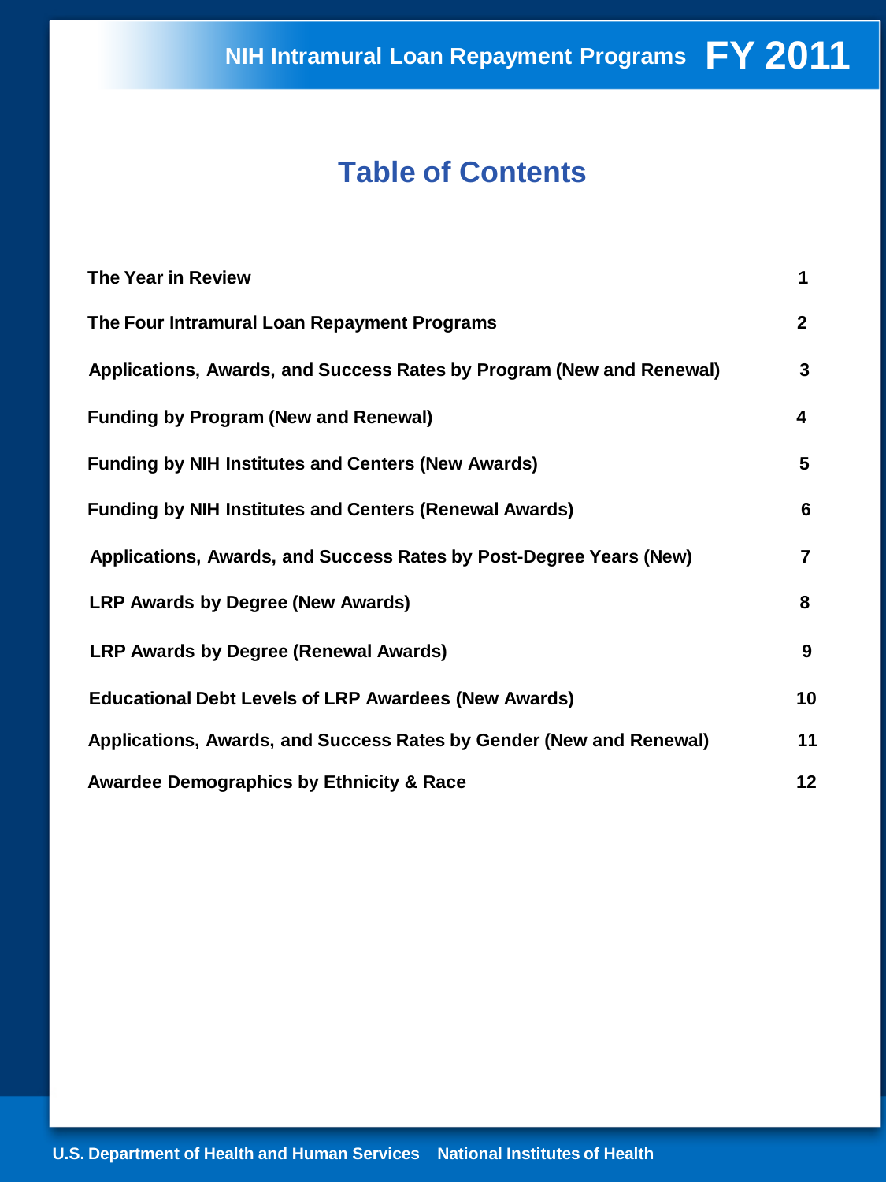# Table of Contents

| | |
|---|---|
| **The Year in Review** | **1** |
| **The Four Intramural Loan Repayment Programs** | **2** |
| **Applications, Awards, and Success Rates by Program (New and Renewal)** | **3** |
| **Funding by Program (New and Renewal)** | **4** |
| **Funding by NIH Institutes and Centers (New Awards)** | **5** |
| **Funding by NIH Institutes and Centers (Renewal Awards)** | **6** |
| **Applications, Awards, and Success Rates by Post-Degree Years (New)** | **7** |
| **LRP Awards by Degree (New Awards)** | **8** |
| **LRP Awards by Degree (Renewal Awards)** | **9** |
| **Educational Debt Levels of LRP Awardees (New Awards)** | **10** |
| **Applications, Awards, and Success Rates by Gender (New and Renewal)** | **11** |
| **Awardee Demographics by Ethnicity & Race** | **12** |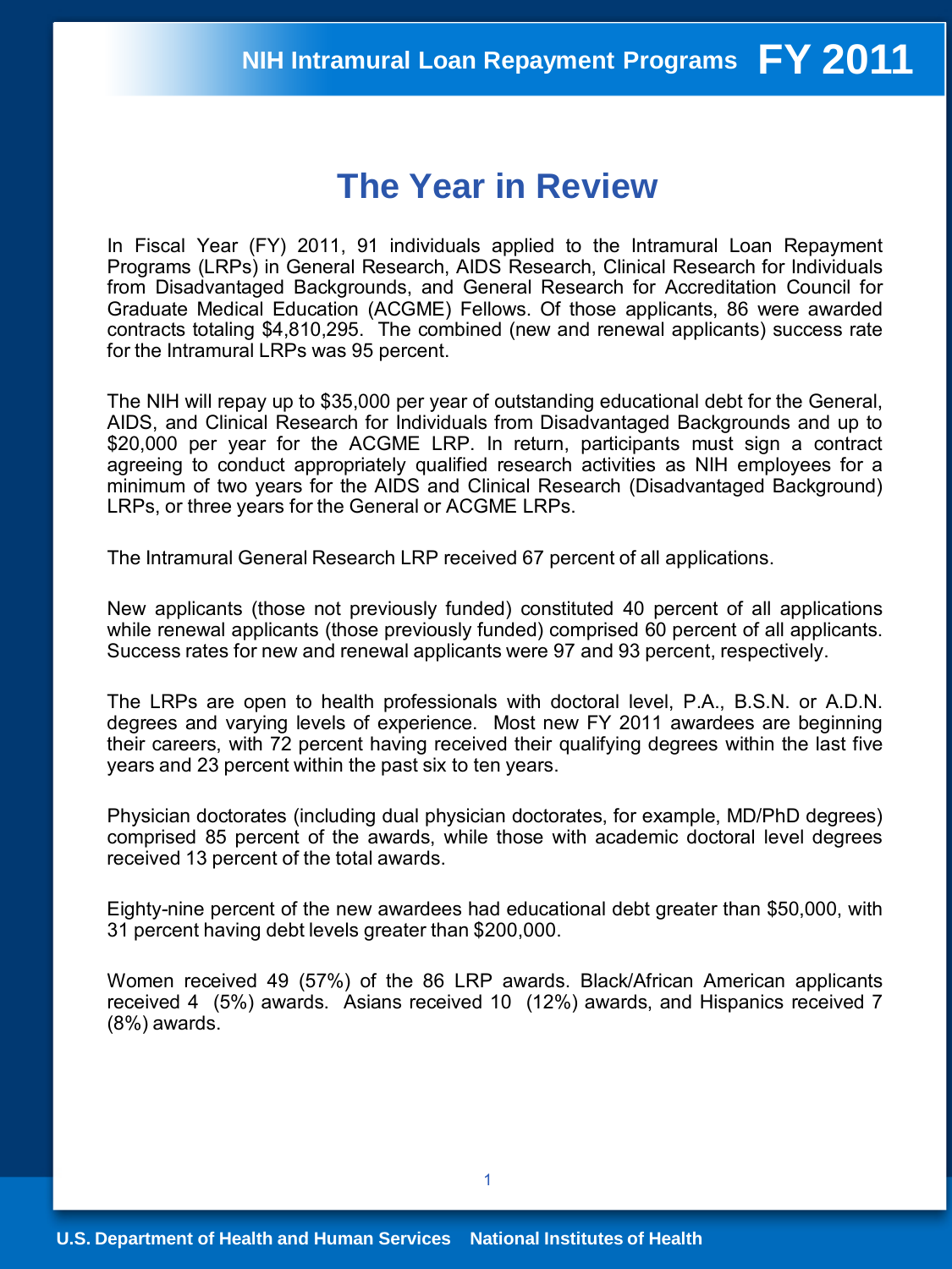# The Year in Review

In Fiscal Year (FY) 2011, 91 individuals applied to the Intramural Loan Repayment Programs (LRPs) in General Research, AIDS Research, Clinical Research for Individuals from Disadvantaged Backgrounds, and General Research for Accreditation Council for Graduate Medical Education (ACGME) Fellows. Of those applicants, 86 were awarded contracts totaling $4,810,295. The combined (new and renewal applicants) success rate for the Intramural LRPs was 95 percent.

The NIH will repay up to $35,000 per year of outstanding educational debt for the General, AIDS, and Clinical Research for Individuals from Disadvantaged Backgrounds and up to $20,000 per year for the ACGME LRP. In return, participants must sign a contract agreeing to conduct appropriately qualified research activities as NIH employees for a minimum of two years for the AIDS and Clinical Research (Disadvantaged Background) LRPs, or three years for the General or ACGME LRPs.

The Intramural General Research LRP received 67 percent of all applications.

New applicants (those not previously funded) constituted 40 percent of all applications while renewal applicants (those previously funded) comprised 60 percent of all applicants. Success rates for new and renewal applicants were 97 and 93 percent, respectively.

The LRPs are open to health professionals with doctoral level, P.A., B.S.N. or A.D.N. degrees and varying levels of experience. Most new FY 2011 awardees are beginning their careers, with 72 percent having received their qualifying degrees within the last five years and 23 percent within the past six to ten years.

Physician doctorates (including dual physician doctorates, for example, MD/PhD degrees) comprised 85 percent of the awards, while those with academic doctoral level degrees received 13 percent of the total awards.

Eighty-nine percent of the new awardees had educational debt greater than $50,000, with 31 percent having debt levels greater than $200,000.

Women received 49 (57%) of the 86 LRP awards. Black/African American applicants received 4 (5%) awards. Asians received 10 (12%) awards, and Hispanics received 7 (8%) awards.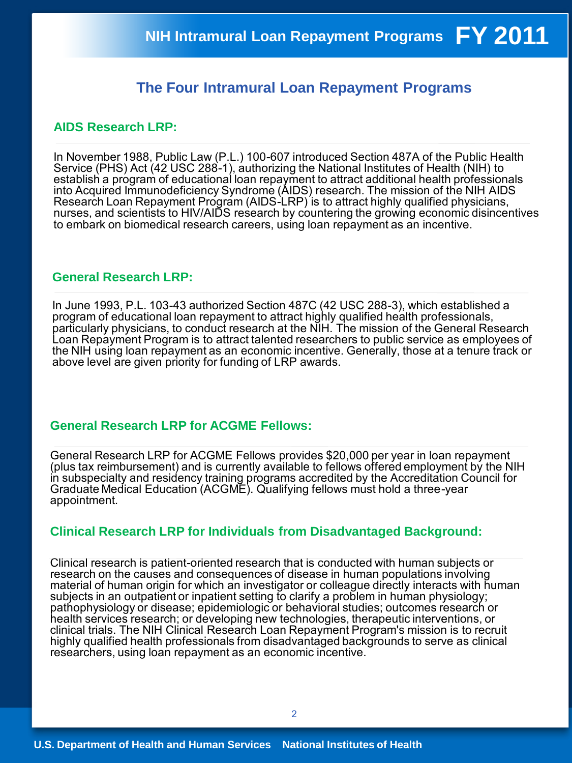## The Four Intramural Loan Repayment Programs

### AIDS Research LRP:

In November 1988, Public Law (P.L.) 100-607 introduced Section 487A of the Public Health Service (PHS) Act (42 USC 288-1), authorizing the National Institutes of Health (NIH) to establish a program of educational loan repayment to attract additional health professionals into Acquired Immunodeficiency Syndrome (AIDS) research. The mission of the NIH AIDS Research Loan Repayment Program (AIDS-LRP) is to attract highly qualified physicians, nurses, and scientists to HIV/AIDS research by countering the growing economic disincentives to embark on biomedical research careers, using loan repayment as an incentive.

### General Research LRP:

In June 1993, P.L. 103-43 authorized Section 487C (42 USC 288-3), which established a program of educational loan repayment to attract highly qualified health professionals, particularly physicians, to conduct research at the NIH. The mission of the General Research Loan Repayment Program is to attract talented researchers to public service as employees of the NIH using loan repayment as an economic incentive. Generally, those at a tenure track or above level are given priority for funding of LRP awards.

### General Research LRP for ACGME Fellows:

General Research LRP for ACGME Fellows provides $20,000 per year in loan repayment (plus tax reimbursement) and is currently available to fellows offered employment by the NIH in subspecialty and residency training programs accredited by the Accreditation Council for Graduate Medical Education (ACGME). Qualifying fellows must hold a three-year appointment.

### Clinical Research LRP for Individuals from Disadvantaged Background:

Clinical research is patient-oriented research that is conducted with human subjects or research on the causes and consequences of disease in human populations involving material of human origin for which an investigator or colleague directly interacts with human subjects in an outpatient or inpatient setting to clarify a problem in human physiology; pathophysiology or disease; epidemiologic or behavioral studies; outcomes research or health services research; or developing new technologies, therapeutic interventions, or clinical trials. The NIH Clinical Research Loan Repayment Program's mission is to recruit highly qualified health professionals from disadvantaged backgrounds to serve as clinical researchers, using loan repayment as an economic incentive.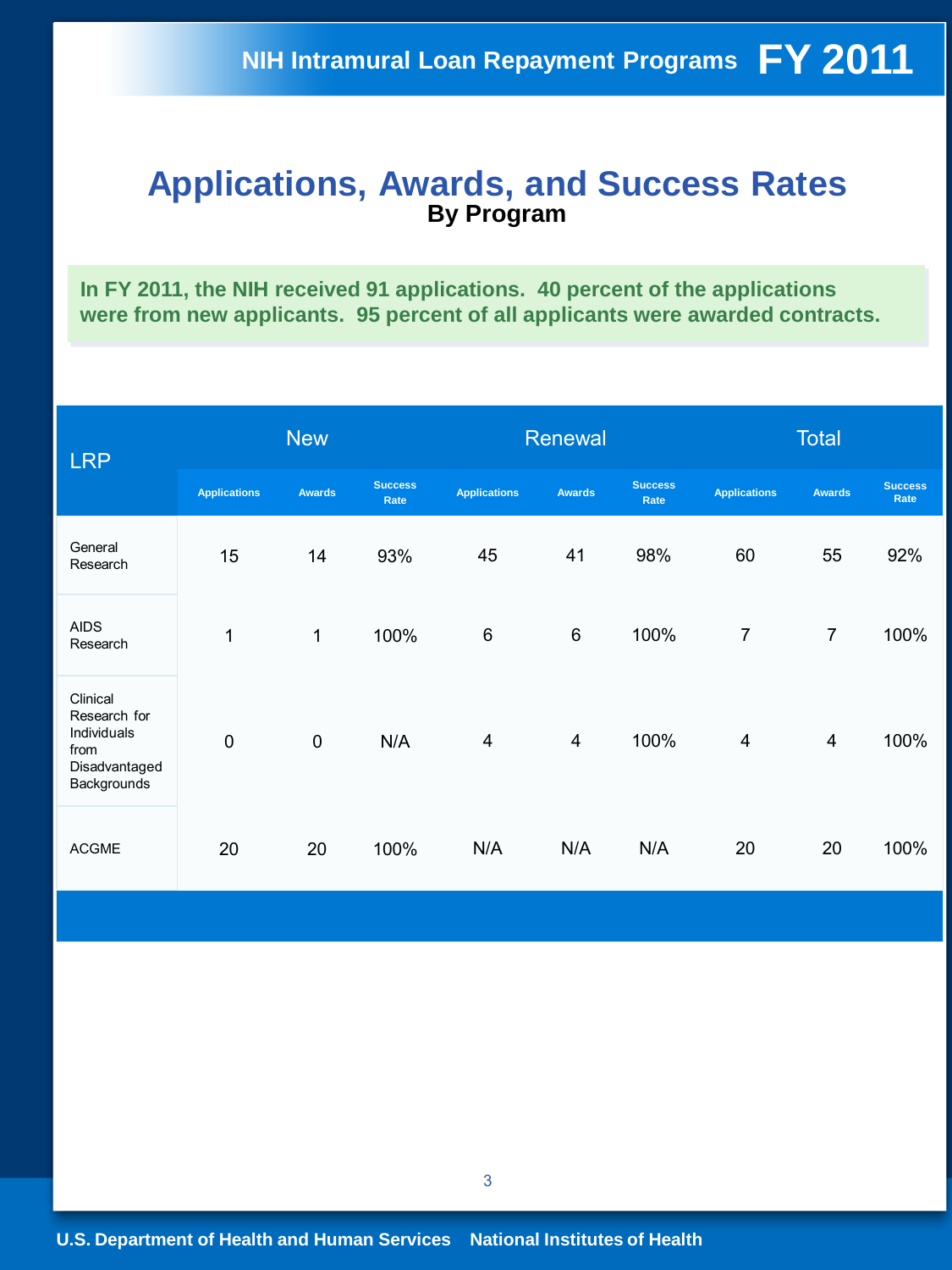# Applications, Awards, and Success Rates

**By Program**

**In FY 2011, the NIH received 91 applications. 40 percent of the applications were from new applicants. 95 percent of all applicants were awarded contracts.**

| LRP | New | | | Renewal | | | Total | | |
|---|---|---|---|---|---|---|---|---|---|
| | Applications | Awards | Success Rate | Applications | Awards | Success Rate | Applications | Awards | Success Rate |
| General Research | 15 | 14 | 93% | 45 | 41 | 98% | 60 | 55 | 92% |
| AIDS Research | 1 | 1 | 100% | 6 | 6 | 100% | 7 | 7 | 100% |
| Clinical Research for Individuals from Disadvantaged Backgrounds | 0 | 0 | N/A | 4 | 4 | 100% | 4 | 4 | 100% |
| ACGME | 20 | 20 | 100% | N/A | N/A | N/A | 20 | 20 | 100% |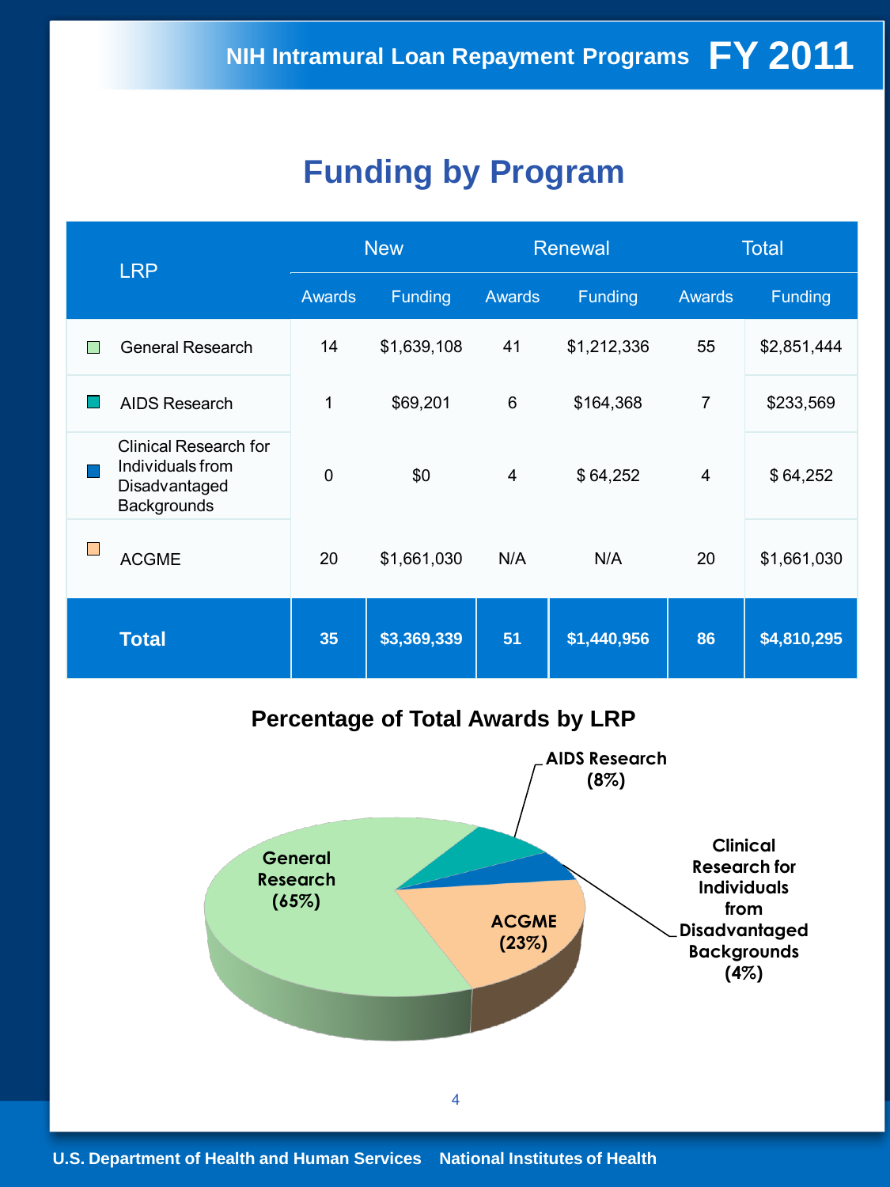# Funding by Program

| LRP | New | | Renewal | | Total | |
|---|---|---|---|---|---|---|
| | Awards | Funding | Awards | Funding | Awards | Funding |
| General Research | 14 | $1,639,108 | 41 | $1,212,336 | 55 | $2,851,444 |
| AIDS Research | 1 | $69,201 | 6 | $164,368 | 7 | $233,569 |
| Clinical Research for Individuals from Disadvantaged Backgrounds | 0 | $0 | 4 | $ 64,252 | 4 | $ 64,252 |
| ACGME | 20 | $1,661,030 | N/A | N/A | 20 | $1,661,030 |
| **Total** | **35** | **$3,369,339** | **51** | **$1,440,956** | **86** | **$4,810,295** |

## Percentage of Total Awards by LRP

AIDS Research (8%)

General Research (65%)

ACGME (23%)

Clinical Research for Individuals from Disadvantaged Backgrounds (4%)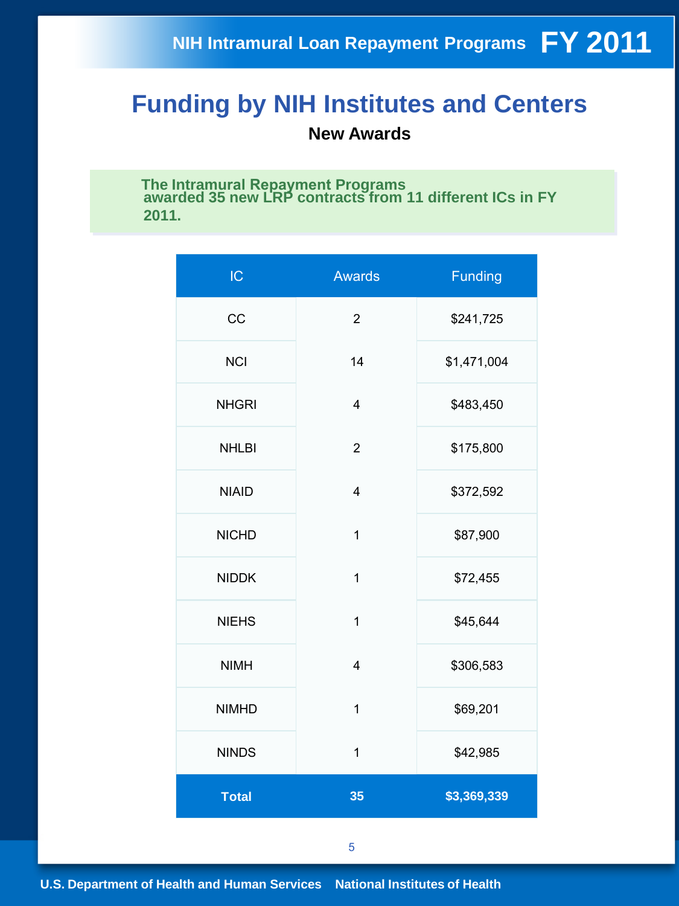# Funding by NIH Institutes and Centers

## New Awards

**The Intramural Repayment Programs awarded 35 new LRP contracts from 11 different ICs in FY 2011.**

| IC | Awards | Funding |
|---|---|---|
| CC | 2 | $241,725 |
| NCI | 14 | $1,471,004 |
| NHGRI | 4 | $483,450 |
| NHLBI | 2 | $175,800 |
| NIAID | 4 | $372,592 |
| NICHD | 1 | $87,900 |
| NIDDK | 1 | $72,455 |
| NIEHS | 1 | $45,644 |
| NIMH | 4 | $306,583 |
| NIMHD | 1 | $69,201 |
| NINDS | 1 | $42,985 |
| **Total** | **35** | **$3,369,339** |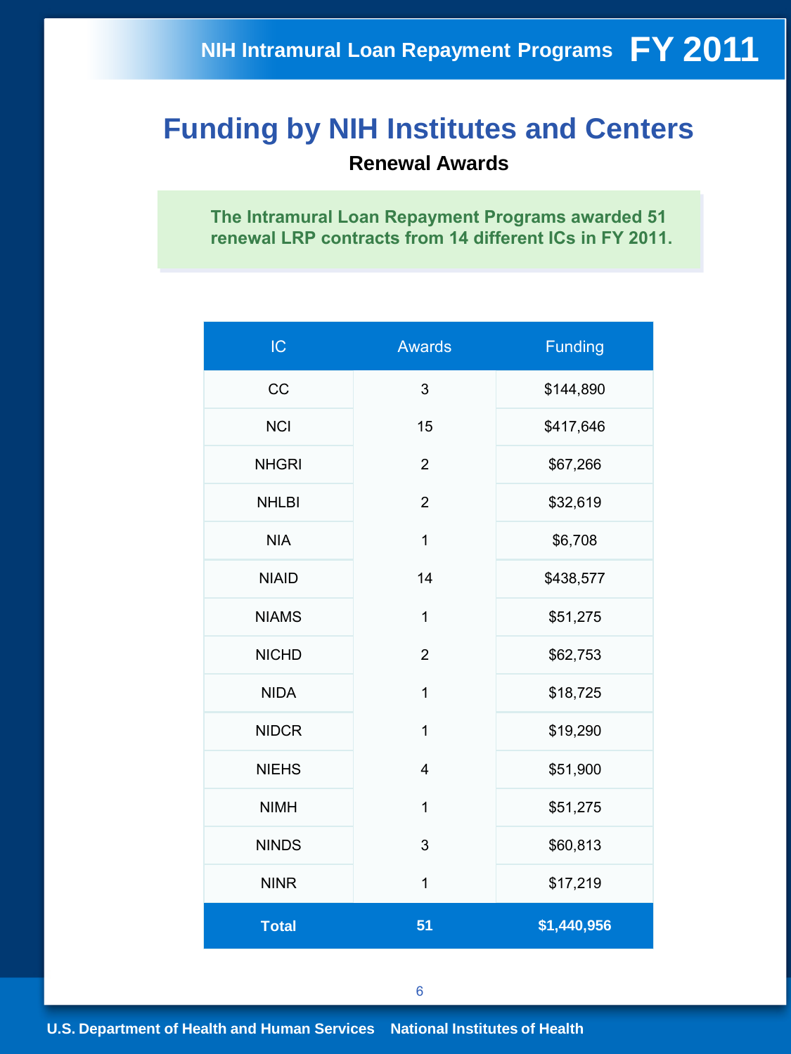# Funding by NIH Institutes and Centers

## Renewal Awards

**The Intramural Loan Repayment Programs awarded 51 renewal LRP contracts from 14 different ICs in FY 2011.**

| IC | Awards | Funding |
|---|---|---|
| CC | 3 | $144,890 |
| NCI | 15 | $417,646 |
| NHGRI | 2 | $67,266 |
| NHLBI | 2 | $32,619 |
| NIA | 1 | $6,708 |
| NIAID | 14 | $438,577 |
| NIAMS | 1 | $51,275 |
| NICHD | 2 | $62,753 |
| NIDA | 1 | $18,725 |
| NIDCR | 1 | $19,290 |
| NIEHS | 4 | $51,900 |
| NIMH | 1 | $51,275 |
| NINDS | 3 | $60,813 |
| NINR | 1 | $17,219 |
| **Total** | **51** | **$1,440,956** |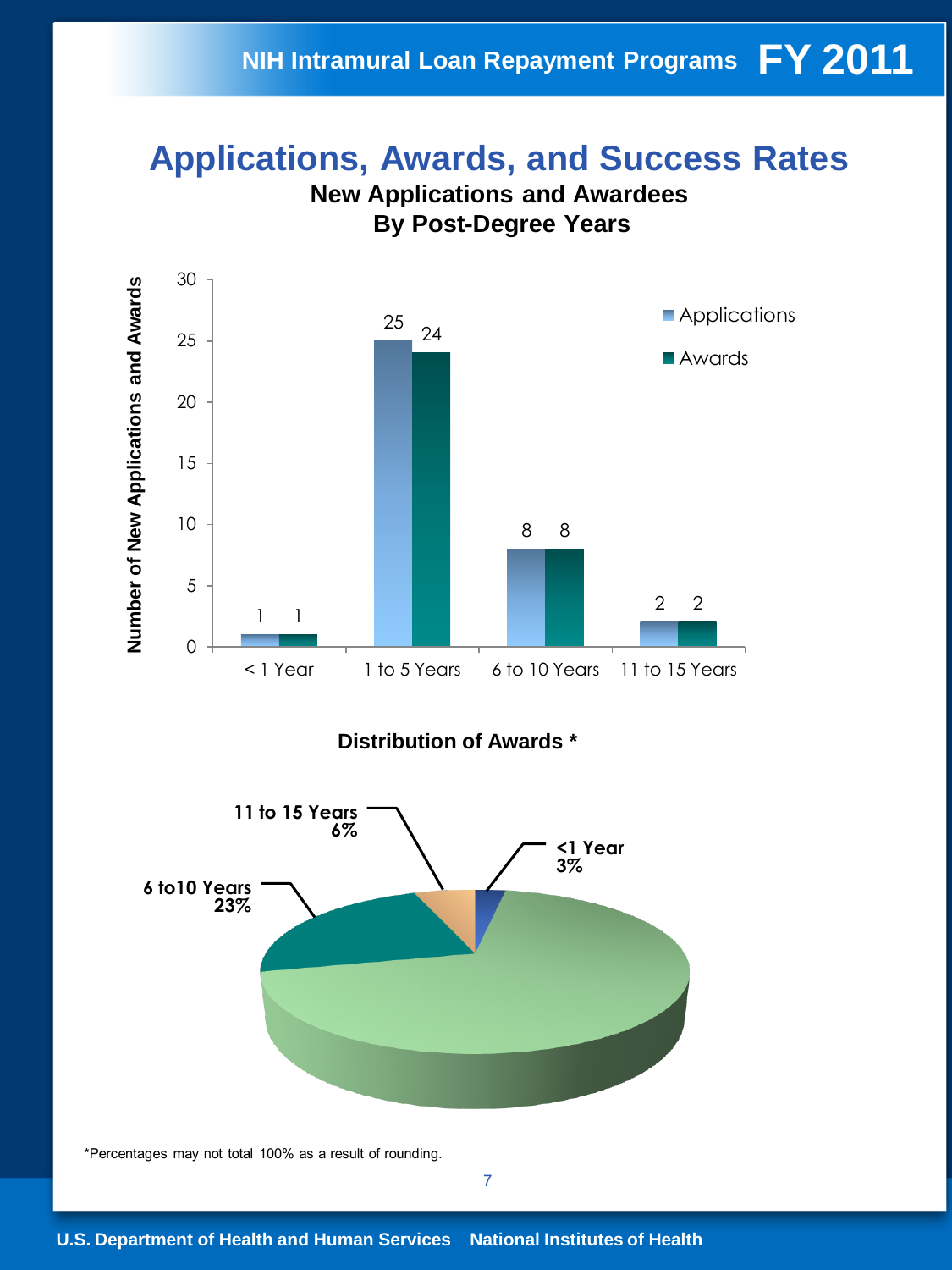# Applications, Awards, and Success Rates

## New Applications and Awardees By Post-Degree Years

Number of New Applications and Awards

30
25
20
15
10
5
0

Applications
Awards

25 24
8 8
1 1
2 2

< 1 Year
1 to 5 Years
6 to 10 Years
11 to 15 Years

## Distribution of Awards *

11 to 15 Years 6%
<1 Year 3%
6 to10 Years 23%

*Percentages may not total 100% as a result of rounding.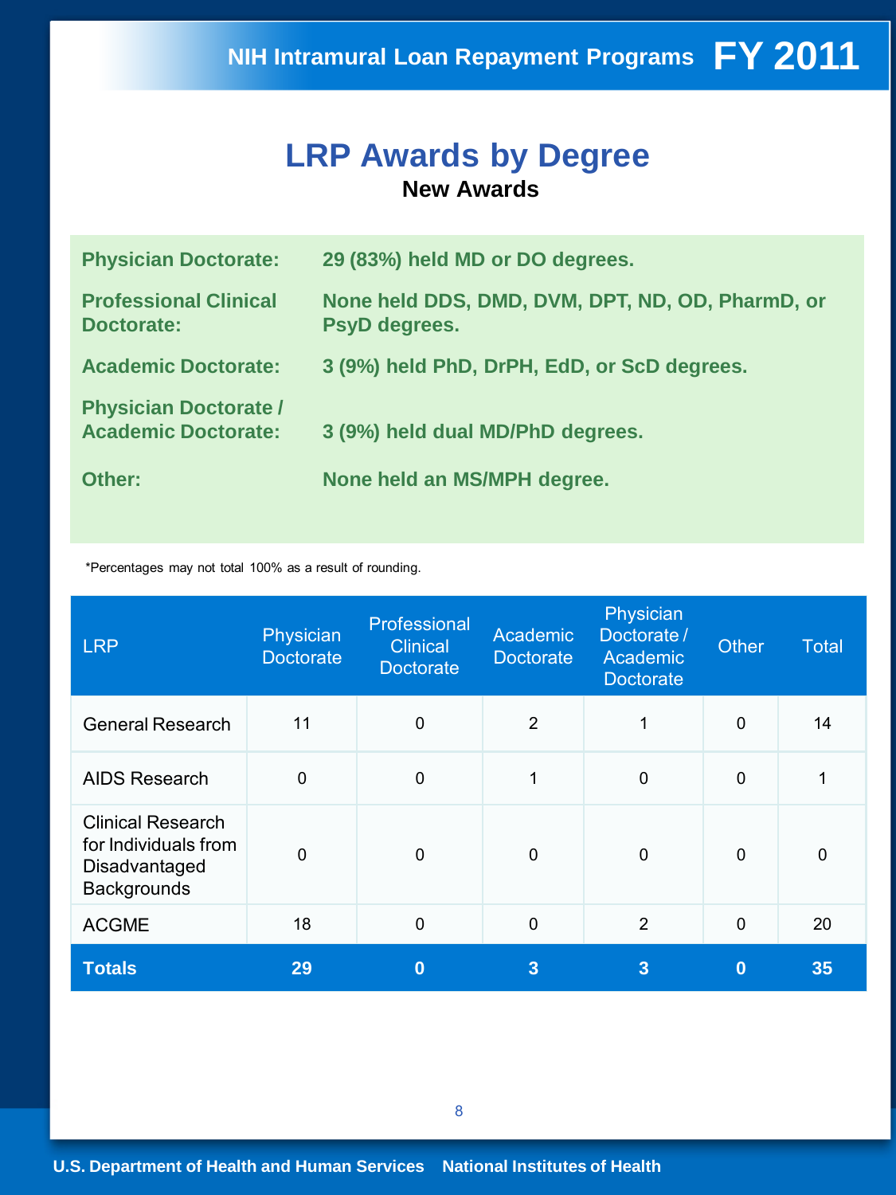# LRP Awards by Degree

**New Awards**

| | |
|---|---|
| **Physician Doctorate:** | **29 (83%) held MD or DO degrees.** |
| **Professional Clinical Doctorate:** | **None held DDS, DMD, DVM, DPT, ND, OD, PharmD, or PsyD degrees.** |
| **Academic Doctorate:** | **3 (9%) held PhD, DrPH, EdD, or ScD degrees.** |
| **Physician Doctorate / Academic Doctorate:** | **3 (9%) held dual MD/PhD degrees.** |
| **Other:** | **None held an MS/MPH degree.** |

*Percentages may not total 100% as a result of rounding.

| LRP | Physician Doctorate | Professional Clinical Doctorate | Academic Doctorate | Physician Doctorate / Academic Doctorate | Other | Total |
|---|---|---|---|---|---|---|
| General Research | 11 | 0 | 2 | 1 | 0 | 14 |
| AIDS Research | 0 | 0 | 1 | 0 | 0 | 1 |
| Clinical Research for Individuals from Disadvantaged Backgrounds | 0 | 0 | 0 | 0 | 0 | 0 |
| ACGME | 18 | 0 | 0 | 2 | 0 | 20 |
| **Totals** | **29** | **0** | **3** | **3** | **0** | **35** |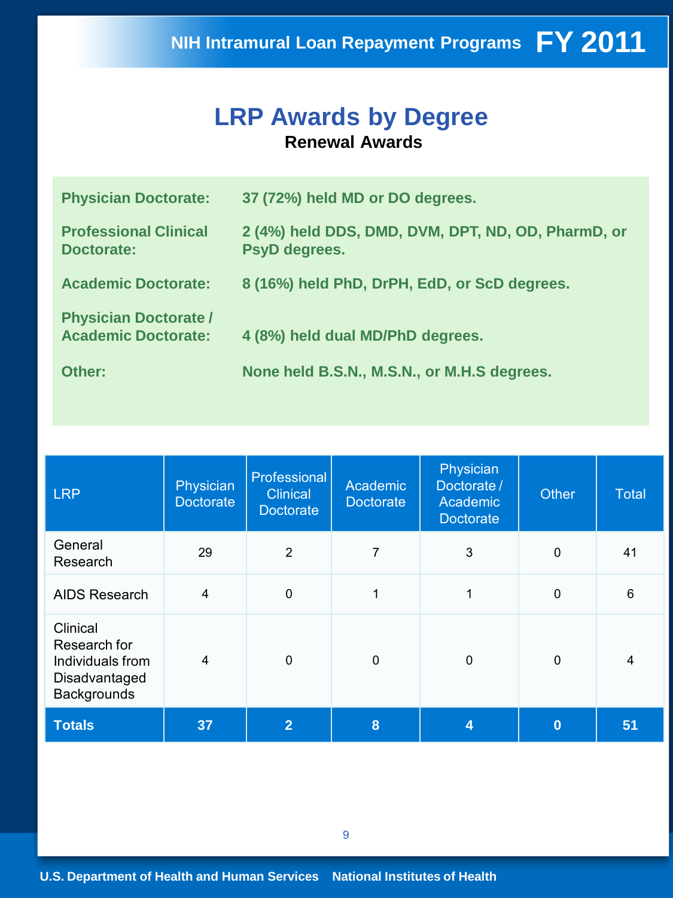# LRP Awards by Degree

**Renewal Awards**

| | |
|---|---|
| **Physician Doctorate:** | **37 (72%) held MD or DO degrees.** |
| **Professional Clinical Doctorate:** | **2 (4%) held DDS, DMD, DVM, DPT, ND, OD, PharmD, or PsyD degrees.** |
| **Academic Doctorate:** | **8 (16%) held PhD, DrPH, EdD, or ScD degrees.** |
| **Physician Doctorate / Academic Doctorate:** | **4 (8%) held dual MD/PhD degrees.** |
| **Other:** | **None held B.S.N., M.S.N., or M.H.S degrees.** |

| LRP | Physician Doctorate | Professional Clinical Doctorate | Academic Doctorate | Physician Doctorate / Academic Doctorate | Other | Total |
|---|---|---|---|---|---|---|
| General Research | 29 | 2 | 7 | 3 | 0 | 41 |
| AIDS Research | 4 | 0 | 1 | 1 | 0 | 6 |
| Clinical Research for Individuals from Disadvantaged Backgrounds | 4 | 0 | 0 | 0 | 0 | 4 |
| **Totals** | **37** | **2** | **8** | **4** | **0** | **51** |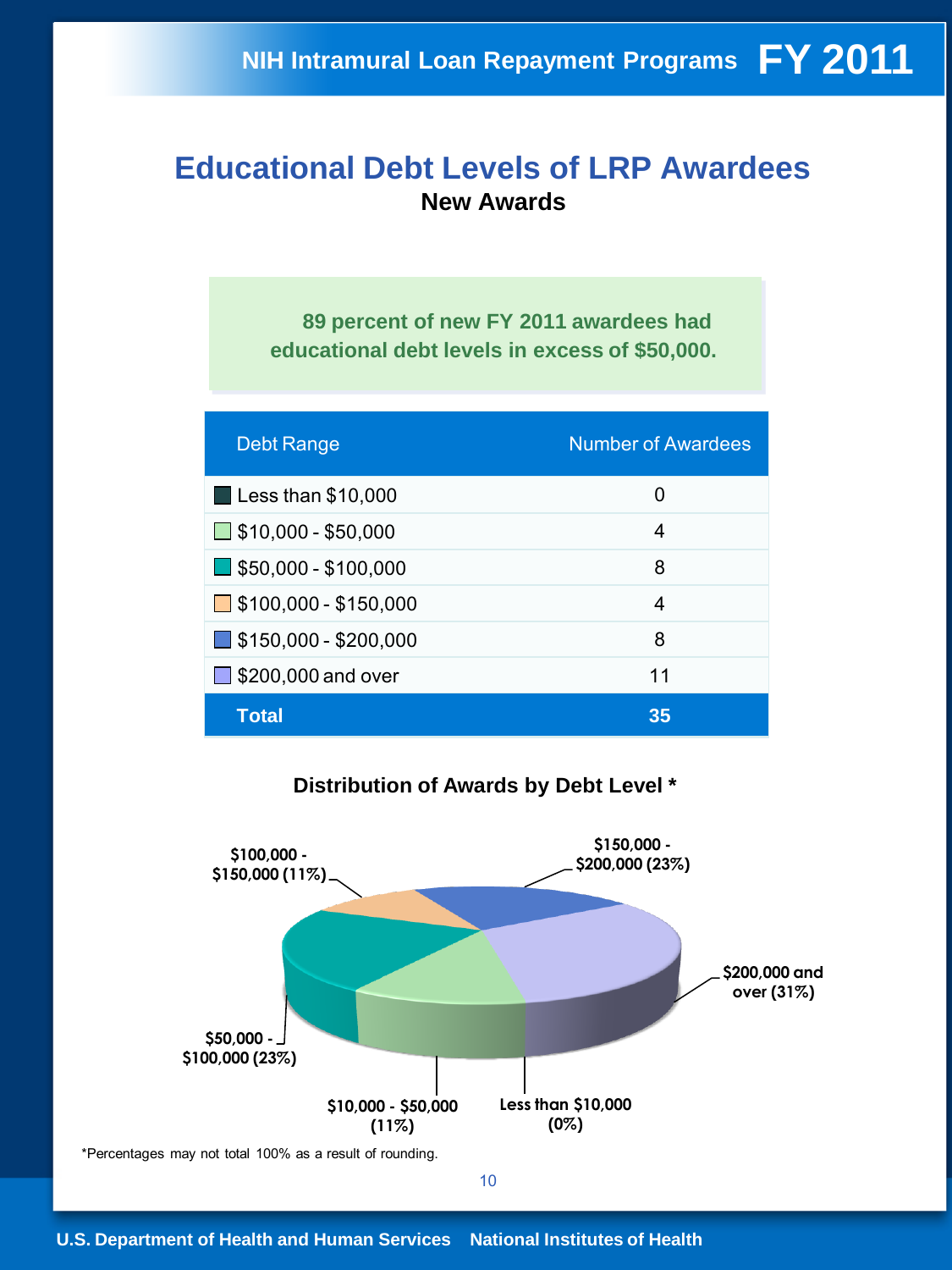# Educational Debt Levels of LRP Awardees

## New Awards

**89 percent of new FY 2011 awardees had educational debt levels in excess of $50,000.**

| Debt Range | Number of Awardees |
|---|---|
| Less than $10,000 | 0 |
| $10,000 - $50,000 | 4 |
| $50,000 - $100,000 | 8 |
| $100,000 - $150,000 | 4 |
| $150,000 - $200,000 | 8 |
| $200,000 and over | 11 |
| **Total** | **35** |

### Distribution of Awards by Debt Level *

$150,000 - $200,000 (23%)

$200,000 and over (31%)

Less than $10,000 (0%)

$10,000 - $50,000 (11%)

$50,000 - $100,000 (23%)

$100,000 - $150,000 (11%)

*Percentages may not total 100% as a result of rounding.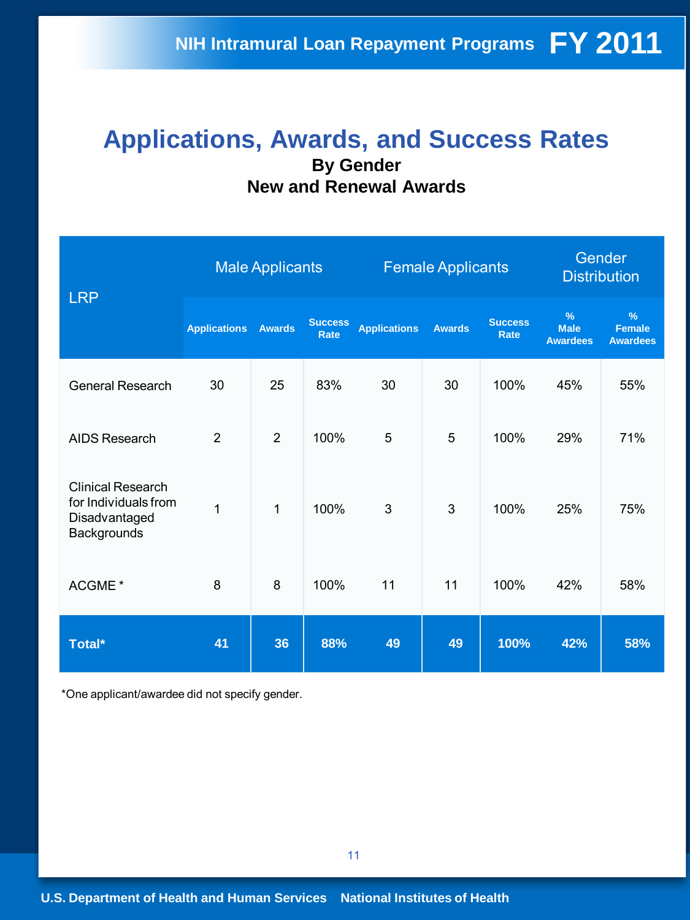# Applications, Awards, and Success Rates

**By Gender**

**New and Renewal Awards**

| LRP | Male Applicants | | | Female Applicants | | | Gender Distribution | |
|---|---|---|---|---|---|---|---|---|
| | Applications | Awards | Success Rate | Applications | Awards | Success Rate | % Male Awardees | % Female Awardees |
| General Research | 30 | 25 | 83% | 30 | 30 | 100% | 45% | 55% |
| AIDS Research | 2 | 2 | 100% | 5 | 5 | 100% | 29% | 71% |
| Clinical Research for Individuals from Disadvantaged Backgrounds | 1 | 1 | 100% | 3 | 3 | 100% | 25% | 75% |
| ACGME * | 8 | 8 | 100% | 11 | 11 | 100% | 42% | 58% |
| **Total*** | **41** | **36** | **88%** | **49** | **49** | **100%** | **42%** | **58%** |

*One applicant/awardee did not specify gender.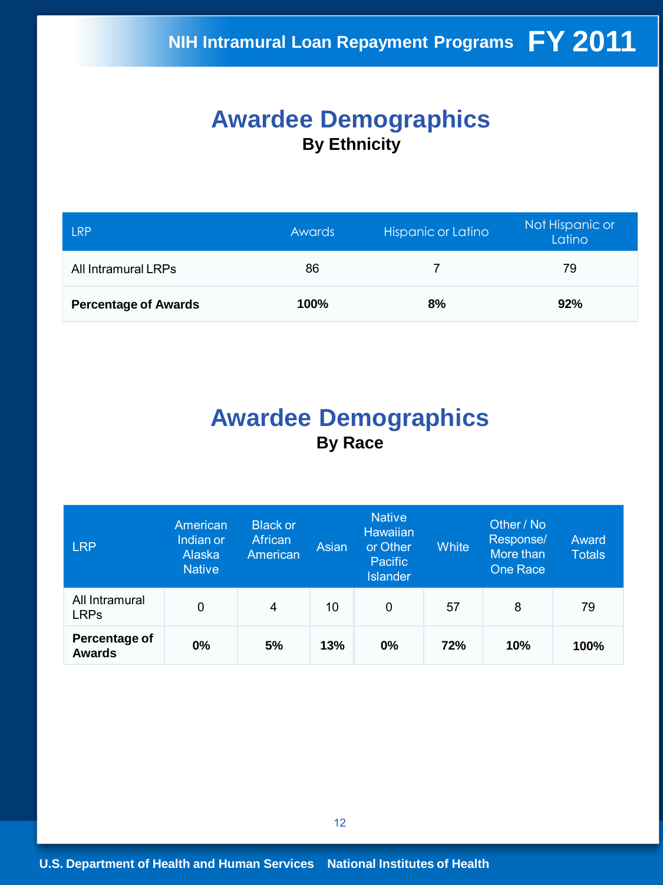# Awardee Demographics

## By Ethnicity

| LRP | Awards | Hispanic or Latino | Not Hispanic or Latino |
|---|---|---|---|
| All Intramural LRPs | 86 | 7 | 79 |
| **Percentage of Awards** | **100%** | **8%** | **92%** |

# Awardee Demographics

## By Race

| LRP | American Indian or Alaska Native | Black or African American | Asian | Native Hawaiian or Other Pacific Islander | White | Other / No Response/ More than One Race | Award Totals |
|---|---|---|---|---|---|---|---|
| All Intramural LRPs | 0 | 4 | 10 | 0 | 57 | 8 | 79 |
| **Percentage of Awards** | **0%** | **5%** | **13%** | **0%** | **72%** | **10%** | **100%** |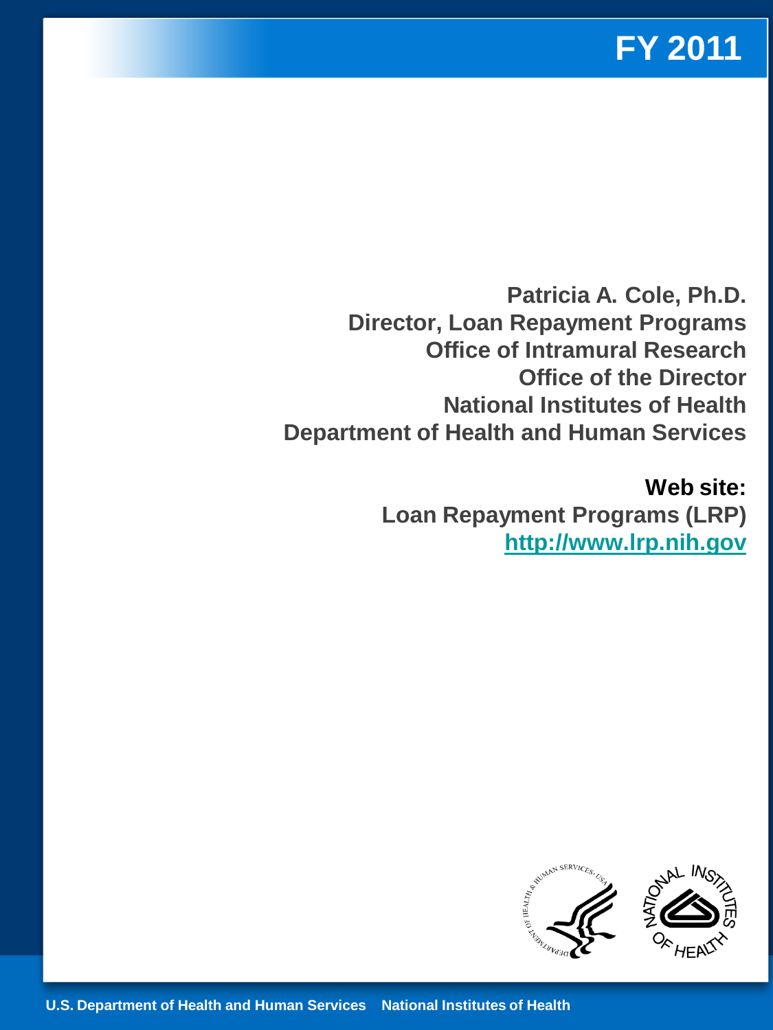# FY 2011

**Patricia A. Cole, Ph.D.**
**Director, Loan Repayment Programs**
**Office of Intramural Research**
**Office of the Director**
**National Institutes of Health**
**Department of Health and Human Services**

**Web site:**
**Loan Repayment Programs (LRP)**
**http://www.lrp.nih.gov**

U.S. Department of Health and Human Services National Institutes of Health